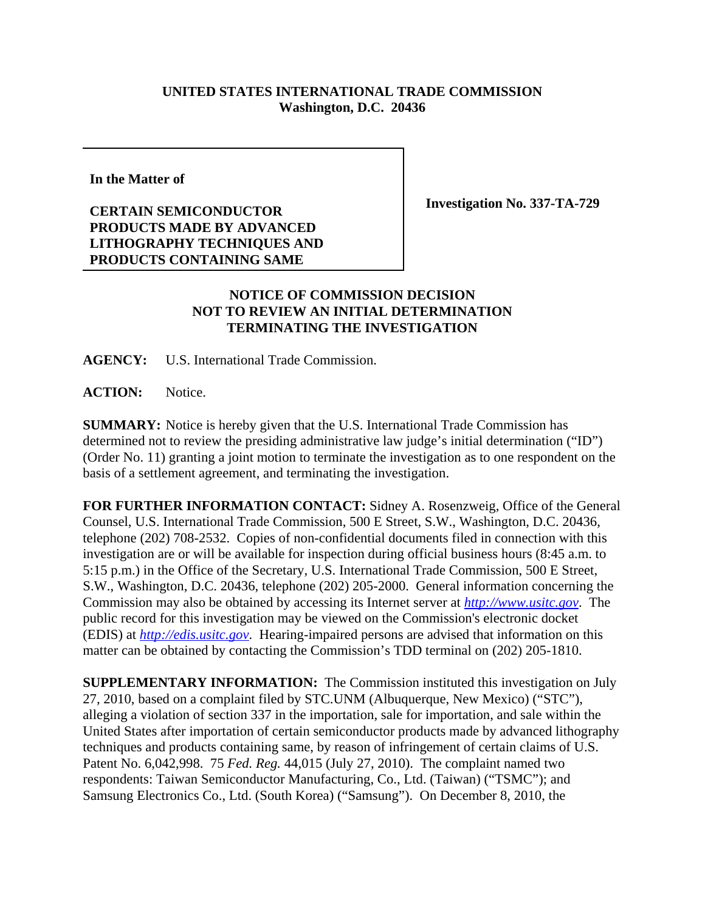**UNITED STATES INTERNATIONAL TRADE COMMISSION**
**Washington, D.C. 20436**

| In the Matter of<br><br>**CERTAIN SEMICONDUCTOR PRODUCTS MADE BY ADVANCED LITHOGRAPHY TECHNIQUES AND PRODUCTS CONTAINING SAME** | **Investigation No. 337-TA-729** |
|---|---|

**NOTICE OF COMMISSION DECISION NOT TO REVIEW AN INITIAL DETERMINATION TERMINATING THE INVESTIGATION**

**AGENCY:** U.S. International Trade Commission.

**ACTION:** Notice.

**SUMMARY:** Notice is hereby given that the U.S. International Trade Commission has determined not to review the presiding administrative law judge's initial determination ("ID") (Order No. 11) granting a joint motion to terminate the investigation as to one respondent on the basis of a settlement agreement, and terminating the investigation.

**FOR FURTHER INFORMATION CONTACT:** Sidney A. Rosenzweig, Office of the General Counsel, U.S. International Trade Commission, 500 E Street, S.W., Washington, D.C. 20436, telephone (202) 708-2532. Copies of non-confidential documents filed in connection with this investigation are or will be available for inspection during official business hours (8:45 a.m. to 5:15 p.m.) in the Office of the Secretary, U.S. International Trade Commission, 500 E Street, S.W., Washington, D.C. 20436, telephone (202) 205-2000. General information concerning the Commission may also be obtained by accessing its Internet server at *http://www.usitc.gov*. The public record for this investigation may be viewed on the Commission's electronic docket (EDIS) at *http://edis.usitc.gov*. Hearing-impaired persons are advised that information on this matter can be obtained by contacting the Commission's TDD terminal on (202) 205-1810.

**SUPPLEMENTARY INFORMATION:** The Commission instituted this investigation on July 27, 2010, based on a complaint filed by STC.UNM (Albuquerque, New Mexico) ("STC"), alleging a violation of section 337 in the importation, sale for importation, and sale within the United States after importation of certain semiconductor products made by advanced lithography techniques and products containing same, by reason of infringement of certain claims of U.S. Patent No. 6,042,998. 75 *Fed. Reg.* 44,015 (July 27, 2010). The complaint named two respondents: Taiwan Semiconductor Manufacturing, Co., Ltd. (Taiwan) ("TSMC"); and Samsung Electronics Co., Ltd. (South Korea) ("Samsung"). On December 8, 2010, the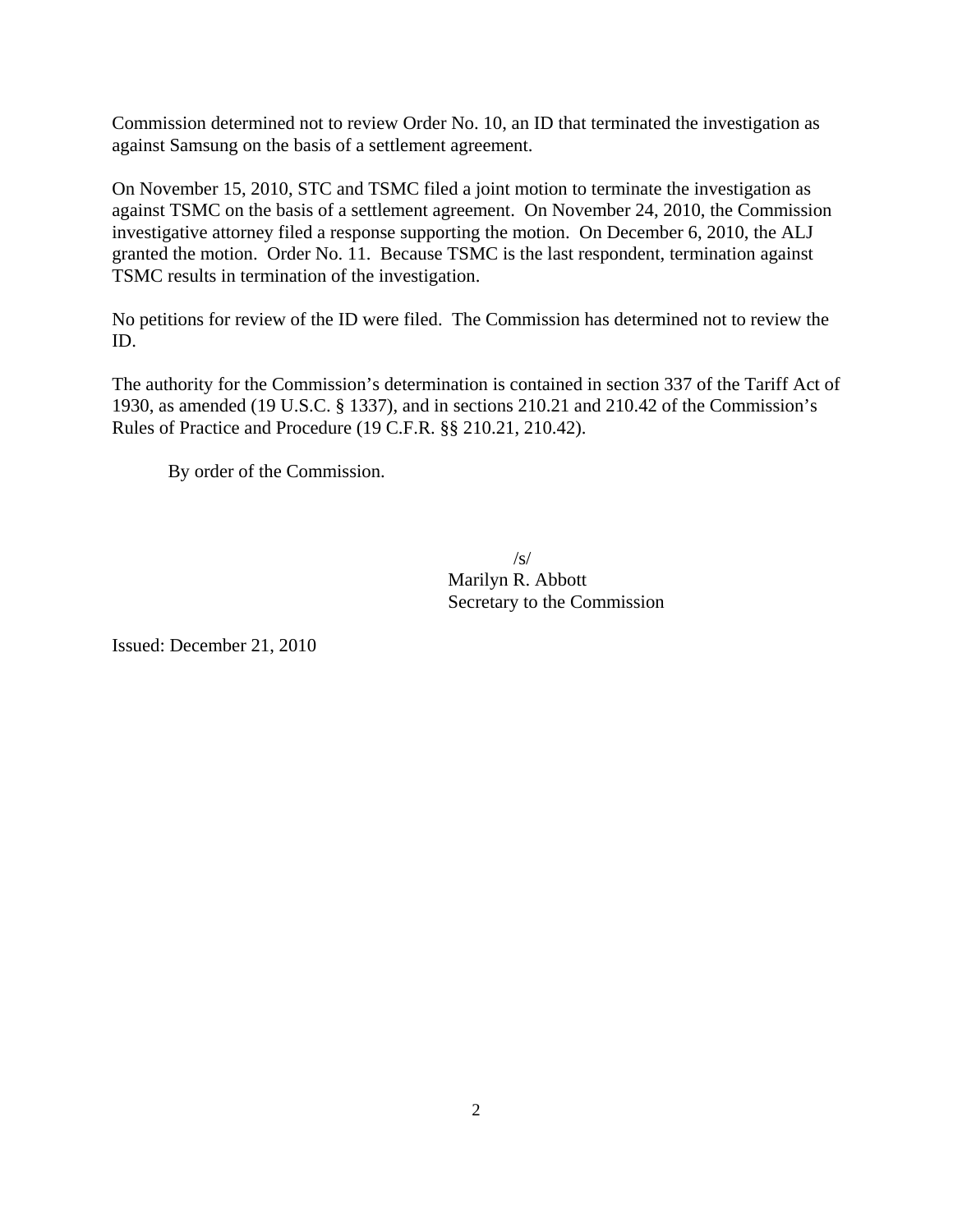Commission determined not to review Order No. 10, an ID that terminated the investigation as against Samsung on the basis of a settlement agreement.

On November 15, 2010, STC and TSMC filed a joint motion to terminate the investigation as against TSMC on the basis of a settlement agreement. On November 24, 2010, the Commission investigative attorney filed a response supporting the motion. On December 6, 2010, the ALJ granted the motion. Order No. 11. Because TSMC is the last respondent, termination against TSMC results in termination of the investigation.

No petitions for review of the ID were filed. The Commission has determined not to review the ID.

The authority for the Commission's determination is contained in section 337 of the Tariff Act of 1930, as amended (19 U.S.C. § 1337), and in sections 210.21 and 210.42 of the Commission's Rules of Practice and Procedure (19 C.F.R. §§ 210.21, 210.42).

By order of the Commission.

/s/
Marilyn R. Abbott
Secretary to the Commission

Issued: December 21, 2010